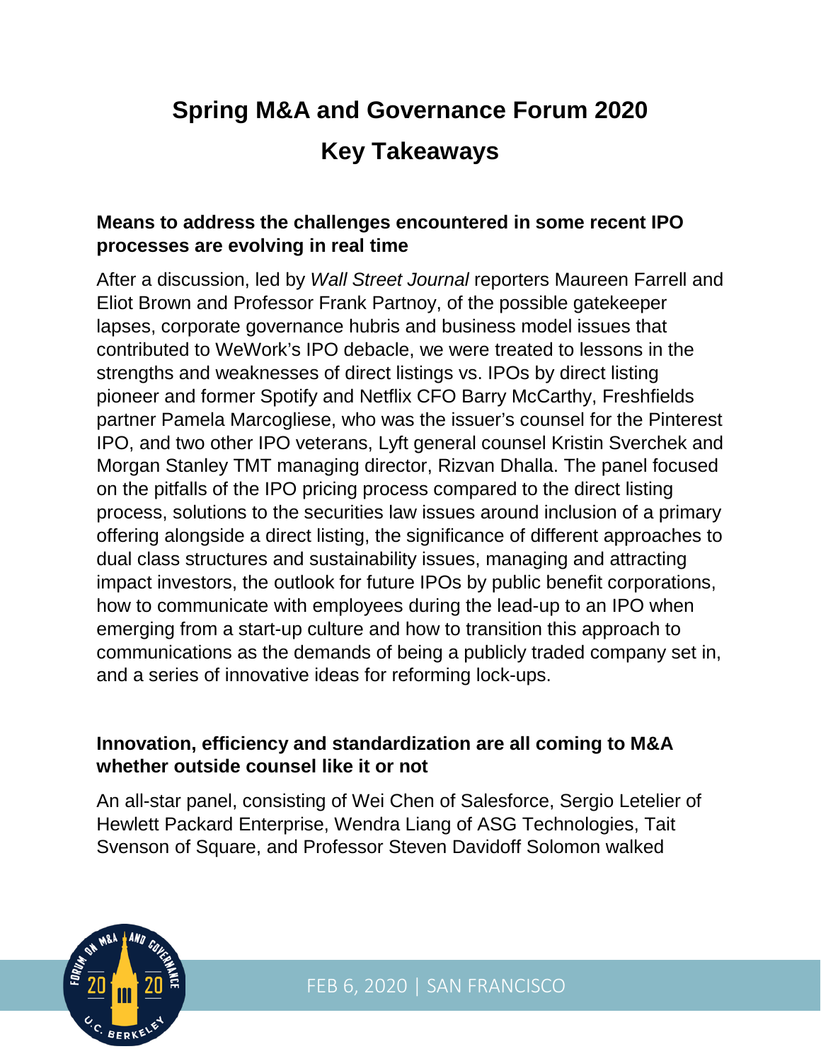# Spring M&A and Governance Forum 2020

# Key Takeaways

### Means to address the challenges encountered in some recent IPO processes are evolving in real time

After a discussion, led by *Wall Street Journal* reporters Maureen Farrell and Eliot Brown and Professor Frank Partnoy, of the possible gatekeeper lapses, corporate governance hubris and business model issues that contributed to WeWork's IPO debacle, we were treated to lessons in the strengths and weaknesses of direct listings vs. IPOs by direct listing pioneer and former Spotify and Netflix CFO Barry McCarthy, Freshfields partner Pamela Marcogliese, who was the issuer's counsel for the Pinterest IPO, and two other IPO veterans, Lyft general counsel Kristin Sverchek and Morgan Stanley TMT managing director, Rizvan Dhalla. The panel focused on the pitfalls of the IPO pricing process compared to the direct listing process, solutions to the securities law issues around inclusion of a primary offering alongside a direct listing, the significance of different approaches to dual class structures and sustainability issues, managing and attracting impact investors, the outlook for future IPOs by public benefit corporations, how to communicate with employees during the lead-up to an IPO when emerging from a start-up culture and how to transition this approach to communications as the demands of being a publicly traded company set in, and a series of innovative ideas for reforming lock-ups.

### Innovation, efficiency and standardization are all coming to M&A whether outside counsel like it or not

An all-star panel, consisting of Wei Chen of Salesforce, Sergio Letelier of Hewlett Packard Enterprise, Wendra Liang of ASG Technologies, Tait Svenson of Square, and Professor Steven Davidoff Solomon walked

FEB 6, 2020 | SAN FRANCISCO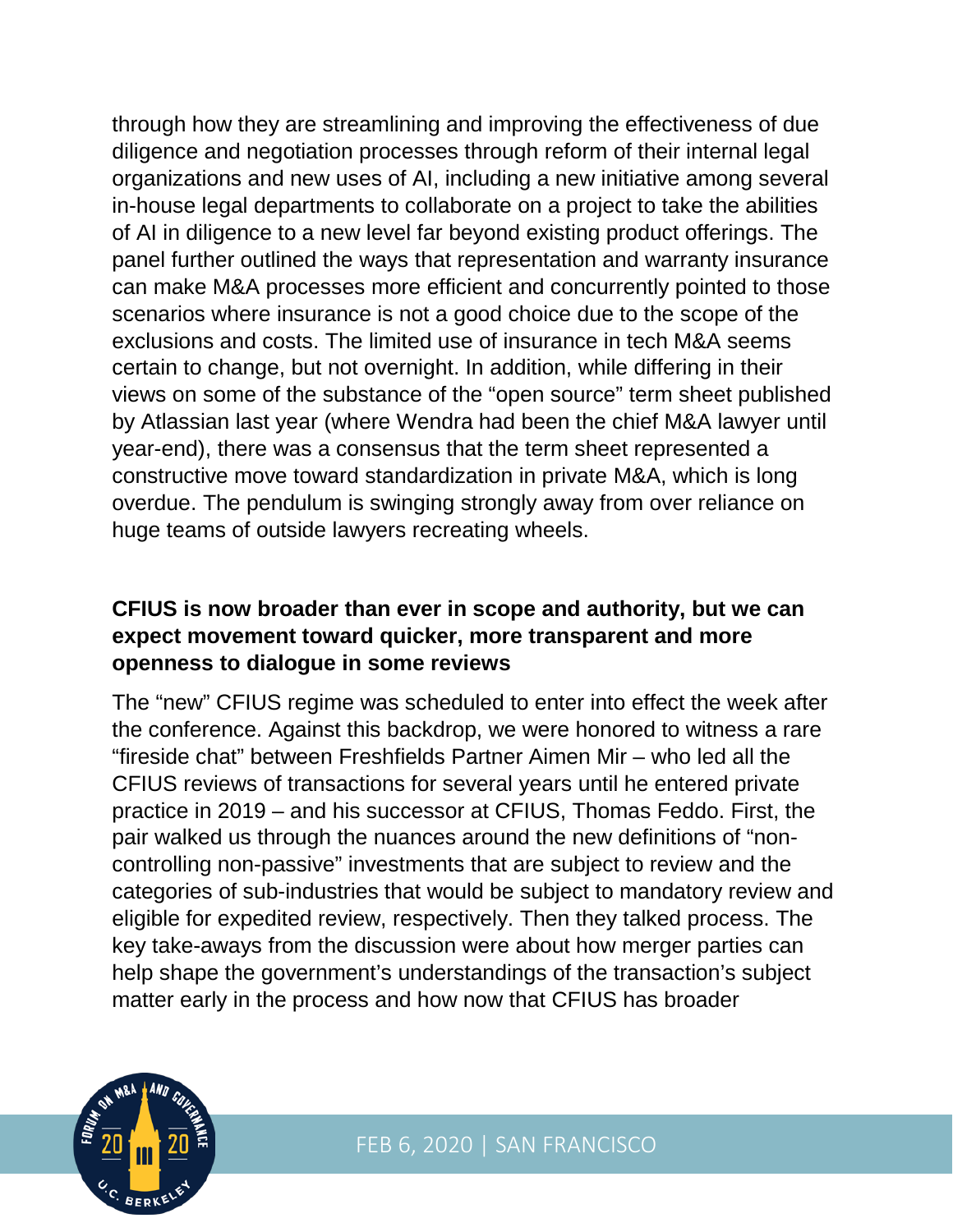through how they are streamlining and improving the effectiveness of due diligence and negotiation processes through reform of their internal legal organizations and new uses of AI, including a new initiative among several in-house legal departments to collaborate on a project to take the abilities of AI in diligence to a new level far beyond existing product offerings. The panel further outlined the ways that representation and warranty insurance can make M&A processes more efficient and concurrently pointed to those scenarios where insurance is not a good choice due to the scope of the exclusions and costs. The limited use of insurance in tech M&A seems certain to change, but not overnight. In addition, while differing in their views on some of the substance of the "open source" term sheet published by Atlassian last year (where Wendra had been the chief M&A lawyer until year-end), there was a consensus that the term sheet represented a constructive move toward standardization in private M&A, which is long overdue. The pendulum is swinging strongly away from over reliance on huge teams of outside lawyers recreating wheels.

**CFIUS is now broader than ever in scope and authority, but we can expect movement toward quicker, more transparent and more openness to dialogue in some reviews**

The "new" CFIUS regime was scheduled to enter into effect the week after the conference. Against this backdrop, we were honored to witness a rare "fireside chat" between Freshfields Partner Aimen Mir – who led all the CFIUS reviews of transactions for several years until he entered private practice in 2019 – and his successor at CFIUS, Thomas Feddo. First, the pair walked us through the nuances around the new definitions of "non-controlling non-passive" investments that are subject to review and the categories of sub-industries that would be subject to mandatory review and eligible for expedited review, respectively. Then they talked process. The key take-aways from the discussion were about how merger parties can help shape the government's understandings of the transaction's subject matter early in the process and how now that CFIUS has broader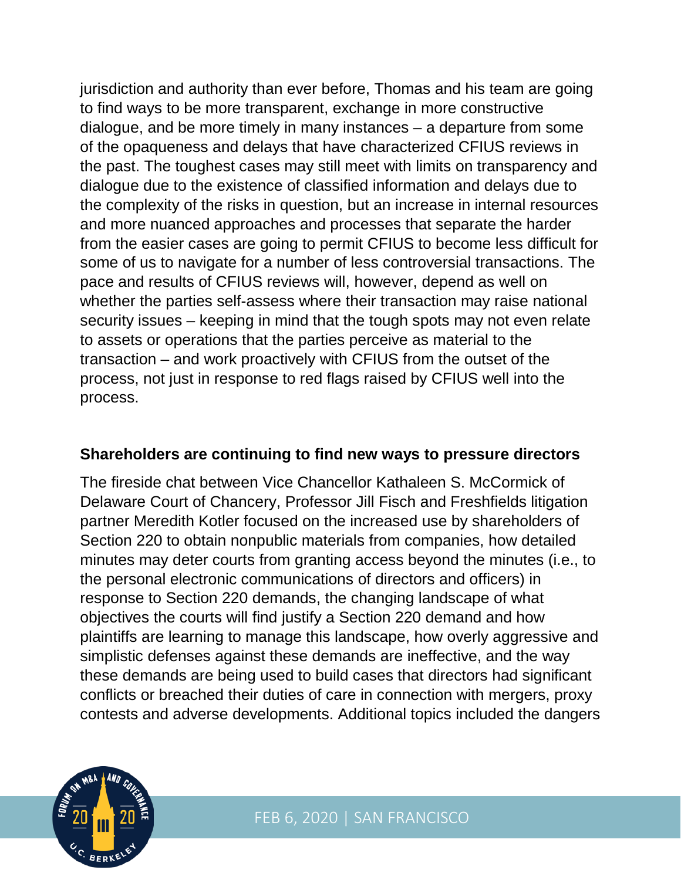jurisdiction and authority than ever before, Thomas and his team are going to find ways to be more transparent, exchange in more constructive dialogue, and be more timely in many instances – a departure from some of the opaqueness and delays that have characterized CFIUS reviews in the past. The toughest cases may still meet with limits on transparency and dialogue due to the existence of classified information and delays due to the complexity of the risks in question, but an increase in internal resources and more nuanced approaches and processes that separate the harder from the easier cases are going to permit CFIUS to become less difficult for some of us to navigate for a number of less controversial transactions. The pace and results of CFIUS reviews will, however, depend as well on whether the parties self-assess where their transaction may raise national security issues – keeping in mind that the tough spots may not even relate to assets or operations that the parties perceive as material to the transaction – and work proactively with CFIUS from the outset of the process, not just in response to red flags raised by CFIUS well into the process.

**Shareholders are continuing to find new ways to pressure directors**

The fireside chat between Vice Chancellor Kathaleen S. McCormick of Delaware Court of Chancery, Professor Jill Fisch and Freshfields litigation partner Meredith Kotler focused on the increased use by shareholders of Section 220 to obtain nonpublic materials from companies, how detailed minutes may deter courts from granting access beyond the minutes (i.e., to the personal electronic communications of directors and officers) in response to Section 220 demands, the changing landscape of what objectives the courts will find justify a Section 220 demand and how plaintiffs are learning to manage this landscape, how overly aggressive and simplistic defenses against these demands are ineffective, and the way these demands are being used to build cases that directors had significant conflicts or breached their duties of care in connection with mergers, proxy contests and adverse developments. Additional topics included the dangers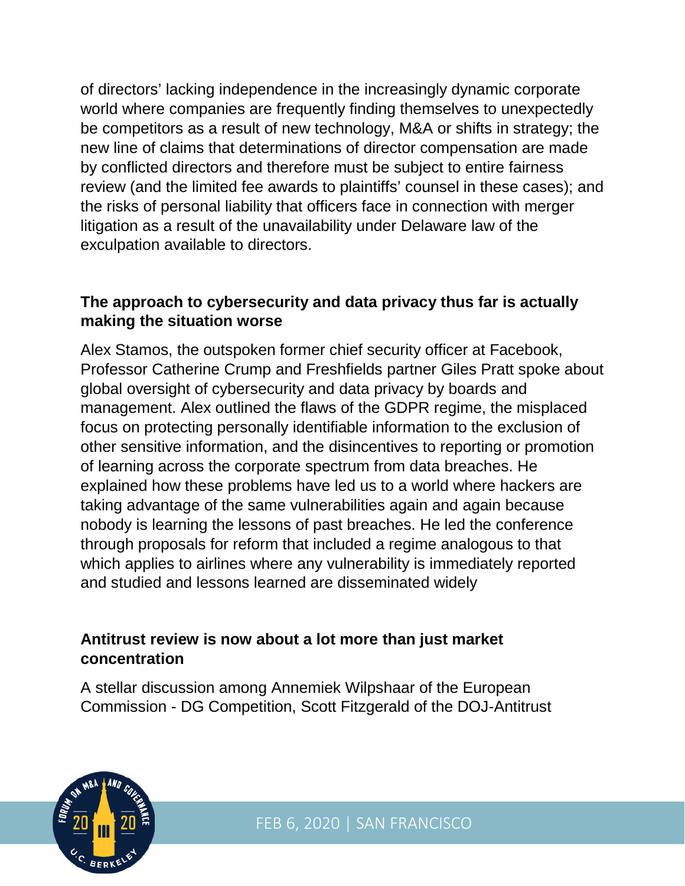of directors' lacking independence in the increasingly dynamic corporate world where companies are frequently finding themselves to unexpectedly be competitors as a result of new technology, M&A or shifts in strategy; the new line of claims that determinations of director compensation are made by conflicted directors and therefore must be subject to entire fairness review (and the limited fee awards to plaintiffs' counsel in these cases); and the risks of personal liability that officers face in connection with merger litigation as a result of the unavailability under Delaware law of the exculpation available to directors.

### The approach to cybersecurity and data privacy thus far is actually making the situation worse

Alex Stamos, the outspoken former chief security officer at Facebook, Professor Catherine Crump and Freshfields partner Giles Pratt spoke about global oversight of cybersecurity and data privacy by boards and management. Alex outlined the flaws of the GDPR regime, the misplaced focus on protecting personally identifiable information to the exclusion of other sensitive information, and the disincentives to reporting or promotion of learning across the corporate spectrum from data breaches. He explained how these problems have led us to a world where hackers are taking advantage of the same vulnerabilities again and again because nobody is learning the lessons of past breaches. He led the conference through proposals for reform that included a regime analogous to that which applies to airlines where any vulnerability is immediately reported and studied and lessons learned are disseminated widely

### Antitrust review is now about a lot more than just market concentration

A stellar discussion among Annemiek Wilpshaar of the European Commission - DG Competition, Scott Fitzgerald of the DOJ-Antitrust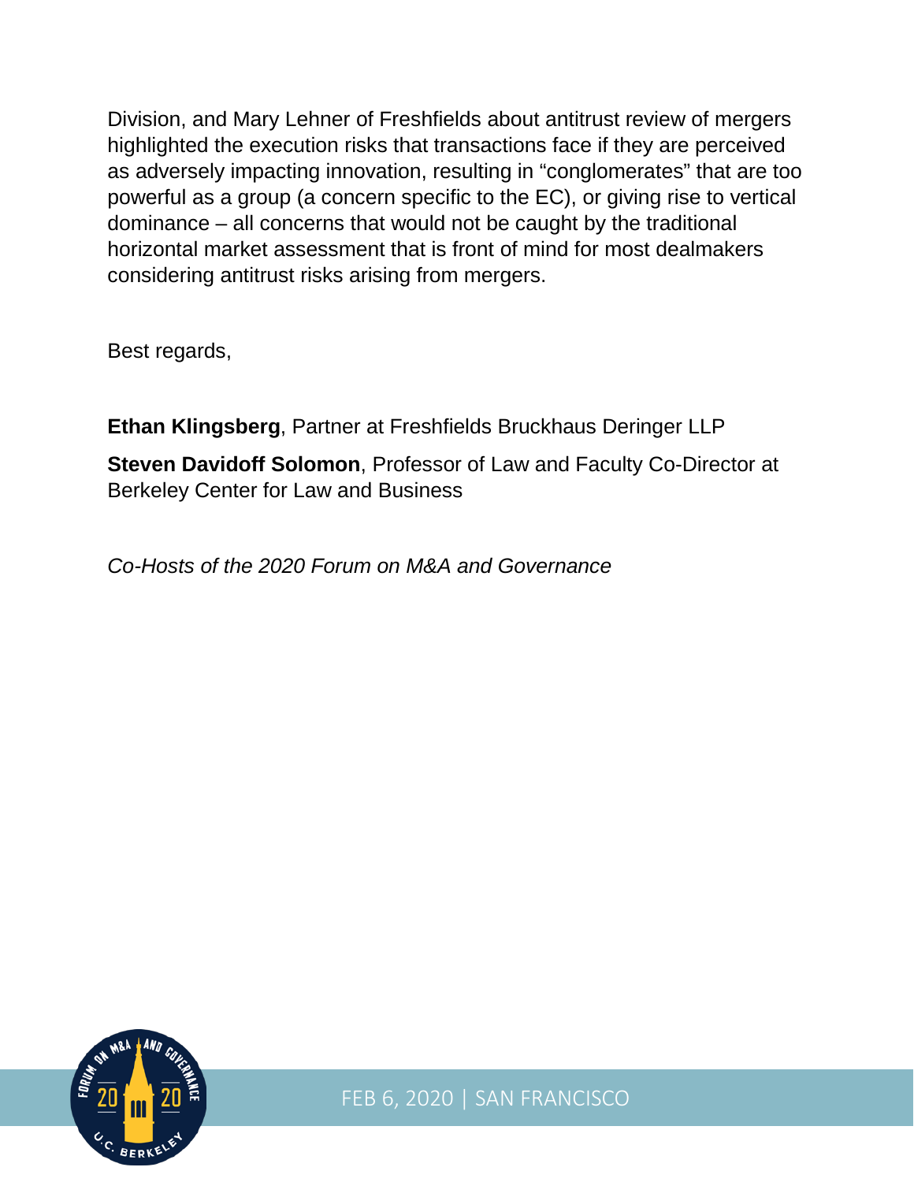Division, and Mary Lehner of Freshfields about antitrust review of mergers highlighted the execution risks that transactions face if they are perceived as adversely impacting innovation, resulting in "conglomerates" that are too powerful as a group (a concern specific to the EC), or giving rise to vertical dominance – all concerns that would not be caught by the traditional horizontal market assessment that is front of mind for most dealmakers considering antitrust risks arising from mergers.

Best regards,

**Ethan Klingsberg**, Partner at Freshfields Bruckhaus Deringer LLP

**Steven Davidoff Solomon**, Professor of Law and Faculty Co-Director at Berkeley Center for Law and Business

*Co-Hosts of the 2020 Forum on M&A and Governance*